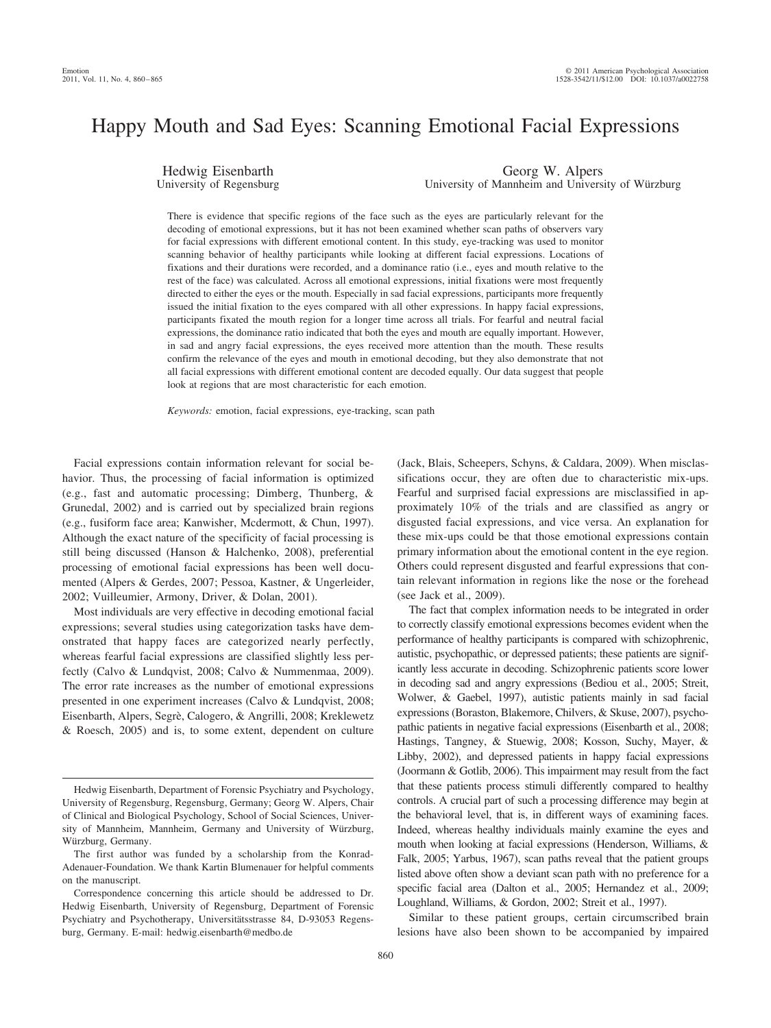# Happy Mouth and Sad Eyes: Scanning Emotional Facial Expressions

Hedwig Eisenbarth
University of Regensburg

Georg W. Alpers
University of Mannheim and University of Würzburg

There is evidence that specific regions of the face such as the eyes are particularly relevant for the decoding of emotional expressions, but it has not been examined whether scan paths of observers vary for facial expressions with different emotional content. In this study, eye-tracking was used to monitor scanning behavior of healthy participants while looking at different facial expressions. Locations of fixations and their durations were recorded, and a dominance ratio (i.e., eyes and mouth relative to the rest of the face) was calculated. Across all emotional expressions, initial fixations were most frequently directed to either the eyes or the mouth. Especially in sad facial expressions, participants more frequently issued the initial fixation to the eyes compared with all other expressions. In happy facial expressions, participants fixated the mouth region for a longer time across all trials. For fearful and neutral facial expressions, the dominance ratio indicated that both the eyes and mouth are equally important. However, in sad and angry facial expressions, the eyes received more attention than the mouth. These results confirm the relevance of the eyes and mouth in emotional decoding, but they also demonstrate that not all facial expressions with different emotional content are decoded equally. Our data suggest that people look at regions that are most characteristic for each emotion.

*Keywords:* emotion, facial expressions, eye-tracking, scan path

Facial expressions contain information relevant for social behavior. Thus, the processing of facial information is optimized (e.g., fast and automatic processing; Dimberg, Thunberg, & Grunedal, 2002) and is carried out by specialized brain regions (e.g., fusiform face area; Kanwisher, Mcdermott, & Chun, 1997). Although the exact nature of the specificity of facial processing is still being discussed (Hanson & Halchenko, 2008), preferential processing of emotional facial expressions has been well documented (Alpers & Gerdes, 2007; Pessoa, Kastner, & Ungerleider, 2002; Vuilleumier, Armony, Driver, & Dolan, 2001).

Most individuals are very effective in decoding emotional facial expressions; several studies using categorization tasks have demonstrated that happy faces are categorized nearly perfectly, whereas fearful facial expressions are classified slightly less perfectly (Calvo & Lundqvist, 2008; Calvo & Nummenmaa, 2009). The error rate increases as the number of emotional expressions presented in one experiment increases (Calvo & Lundqvist, 2008; Eisenbarth, Alpers, Segrè, Calogero, & Angrilli, 2008; Kreklewetz & Roesch, 2005) and is, to some extent, dependent on culture (Jack, Blais, Scheepers, Schyns, & Caldara, 2009). When misclassifications occur, they are often due to characteristic mix-ups. Fearful and surprised facial expressions are misclassified in approximately 10% of the trials and are classified as angry or disgusted facial expressions, and vice versa. An explanation for these mix-ups could be that those emotional expressions contain primary information about the emotional content in the eye region. Others could represent disgusted and fearful expressions that contain relevant information in regions like the nose or the forehead (see Jack et al., 2009).

The fact that complex information needs to be integrated in order to correctly classify emotional expressions becomes evident when the performance of healthy participants is compared with schizophrenic, autistic, psychopathic, or depressed patients; these patients are significantly less accurate in decoding. Schizophrenic patients score lower in decoding sad and angry expressions (Bediou et al., 2005; Streit, Wolwer, & Gaebel, 1997), autistic patients mainly in sad facial expressions (Boraston, Blakemore, Chilvers, & Skuse, 2007), psychopathic patients in negative facial expressions (Eisenbarth et al., 2008; Hastings, Tangney, & Stuewig, 2008; Kosson, Suchy, Mayer, & Libby, 2002), and depressed patients in happy facial expressions (Joormann & Gotlib, 2006). This impairment may result from the fact that these patients process stimuli differently compared to healthy controls. A crucial part of such a processing difference may begin at the behavioral level, that is, in different ways of examining faces. Indeed, whereas healthy individuals mainly examine the eyes and mouth when looking at facial expressions (Henderson, Williams, & Falk, 2005; Yarbus, 1967), scan paths reveal that the patient groups listed above often show a deviant scan path with no preference for a specific facial area (Dalton et al., 2005; Hernandez et al., 2009; Loughland, Williams, & Gordon, 2002; Streit et al., 1997).

Similar to these patient groups, certain circumscribed brain lesions have also been shown to be accompanied by impaired

---

Hedwig Eisenbarth, Department of Forensic Psychiatry and Psychology, University of Regensburg, Regensburg, Germany; Georg W. Alpers, Chair of Clinical and Biological Psychology, School of Social Sciences, University of Mannheim, Mannheim, Germany and University of Würzburg, Würzburg, Germany.

The first author was funded by a scholarship from the Konrad-Adenauer-Foundation. We thank Kartin Blumenauer for helpful comments on the manuscript.

Correspondence concerning this article should be addressed to Dr. Hedwig Eisenbarth, University of Regensburg, Department of Forensic Psychiatry and Psychotherapy, Universitätsstrasse 84, D-93053 Regensburg, Germany. E-mail: hedwig.eisenbarth@medbo.de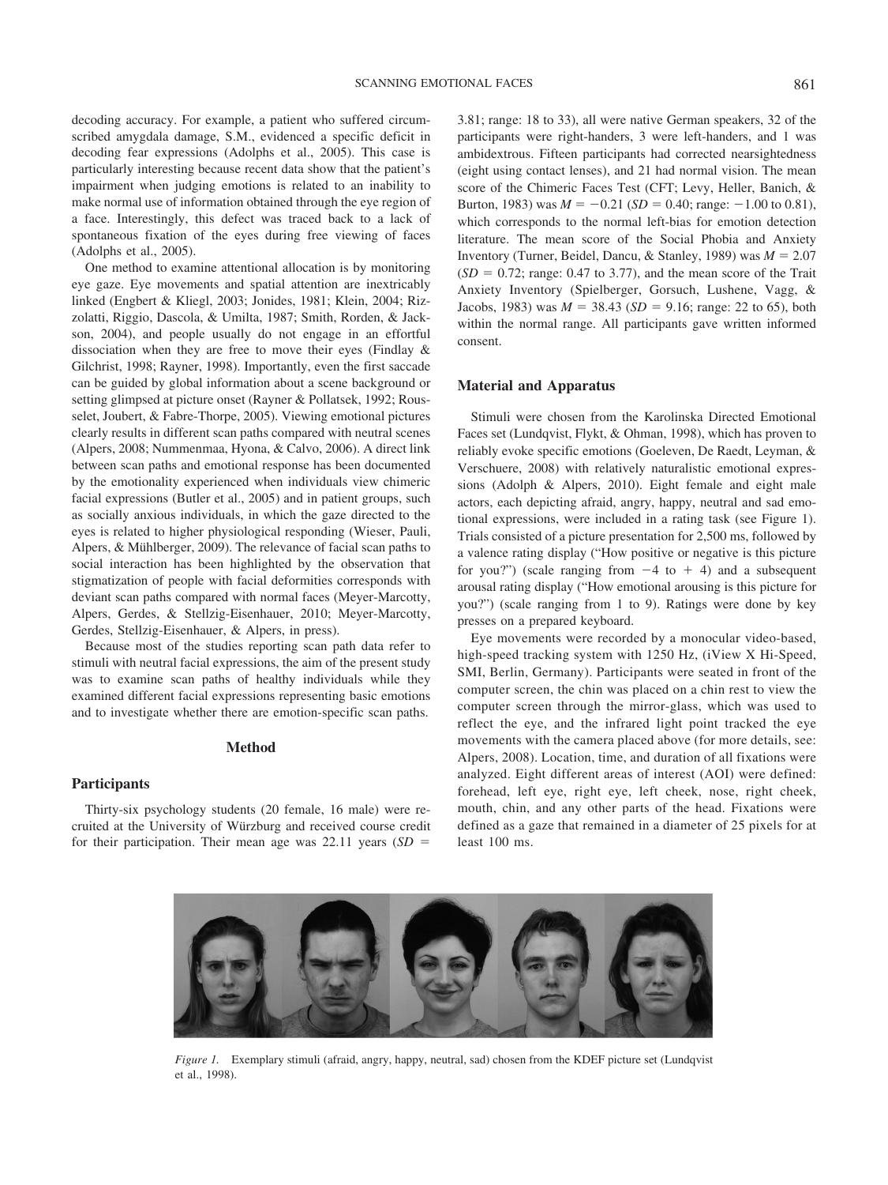decoding accuracy. For example, a patient who suffered circumscribed amygdala damage, S.M., evidenced a specific deficit in decoding fear expressions (Adolphs et al., 2005). This case is particularly interesting because recent data show that the patient's impairment when judging emotions is related to an inability to make normal use of information obtained through the eye region of a face. Interestingly, this defect was traced back to a lack of spontaneous fixation of the eyes during free viewing of faces (Adolphs et al., 2005).

One method to examine attentional allocation is by monitoring eye gaze. Eye movements and spatial attention are inextricably linked (Engbert & Kliegl, 2003; Jonides, 1981; Klein, 2004; Rizzolatti, Riggio, Dascola, & Umilta, 1987; Smith, Rorden, & Jackson, 2004), and people usually do not engage in an effortful dissociation when they are free to move their eyes (Findlay & Gilchrist, 1998; Rayner, 1998). Importantly, even the first saccade can be guided by global information about a scene background or setting glimpsed at picture onset (Rayner & Pollatsek, 1992; Rousselet, Joubert, & Fabre-Thorpe, 2005). Viewing emotional pictures clearly results in different scan paths compared with neutral scenes (Alpers, 2008; Nummenmaa, Hyona, & Calvo, 2006). A direct link between scan paths and emotional response has been documented by the emotionality experienced when individuals view chimeric facial expressions (Butler et al., 2005) and in patient groups, such as socially anxious individuals, in which the gaze directed to the eyes is related to higher physiological responding (Wieser, Pauli, Alpers, & Mühlberger, 2009). The relevance of facial scan paths to social interaction has been highlighted by the observation that stigmatization of people with facial deformities corresponds with deviant scan paths compared with normal faces (Meyer-Marcotty, Alpers, Gerdes, & Stellzig-Eisenhauer, 2010; Meyer-Marcotty, Gerdes, Stellzig-Eisenhauer, & Alpers, in press).

Because most of the studies reporting scan path data refer to stimuli with neutral facial expressions, the aim of the present study was to examine scan paths of healthy individuals while they examined different facial expressions representing basic emotions and to investigate whether there are emotion-specific scan paths.

## Method

### Participants

Thirty-six psychology students (20 female, 16 male) were recruited at the University of Würzburg and received course credit for their participation. Their mean age was 22.11 years ($SD$ = 3.81; range: 18 to 33), all were native German speakers, 32 of the participants were right-handers, 3 were left-handers, and 1 was ambidextrous. Fifteen participants had corrected nearsightedness (eight using contact lenses), and 21 had normal vision. The mean score of the Chimeric Faces Test (CFT; Levy, Heller, Banich, & Burton, 1983) was $M = -0.21$ ($SD = 0.40$; range: $-1.00$ to 0.81), which corresponds to the normal left-bias for emotion detection literature. The mean score of the Social Phobia and Anxiety Inventory (Turner, Beidel, Dancu, & Stanley, 1989) was $M = 2.07$ ($SD = 0.72$; range: 0.47 to 3.77), and the mean score of the Trait Anxiety Inventory (Spielberger, Gorsuch, Lushene, Vagg, & Jacobs, 1983) was $M = 38.43$ ($SD = 9.16$; range: 22 to 65), both within the normal range. All participants gave written informed consent.

### Material and Apparatus

Stimuli were chosen from the Karolinska Directed Emotional Faces set (Lundqvist, Flykt, & Ohman, 1998), which has proven to reliably evoke specific emotions (Goeleven, De Raedt, Leyman, & Verschuere, 2008) with relatively naturalistic emotional expressions (Adolph & Alpers, 2010). Eight female and eight male actors, each depicting afraid, angry, happy, neutral and sad emotional expressions, were included in a rating task (see Figure 1). Trials consisted of a picture presentation for 2,500 ms, followed by a valence rating display ("How positive or negative is this picture for you?") (scale ranging from $-4$ to $+ 4$) and a subsequent arousal rating display ("How emotional arousing is this picture for you?") (scale ranging from 1 to 9). Ratings were done by key presses on a prepared keyboard.

Eye movements were recorded by a monocular video-based, high-speed tracking system with 1250 Hz, (iView X Hi-Speed, SMI, Berlin, Germany). Participants were seated in front of the computer screen, the chin was placed on a chin rest to view the computer screen through the mirror-glass, which was used to reflect the eye, and the infrared light point tracked the eye movements with the camera placed above (for more details, see: Alpers, 2008). Location, time, and duration of all fixations were analyzed. Eight different areas of interest (AOI) were defined: forehead, left eye, right eye, left cheek, nose, right cheek, mouth, chin, and any other parts of the head. Fixations were defined as a gaze that remained in a diameter of 25 pixels for at least 100 ms.

*Figure 1.* Exemplary stimuli (afraid, angry, happy, neutral, sad) chosen from the KDEF picture set (Lundqvist et al., 1998).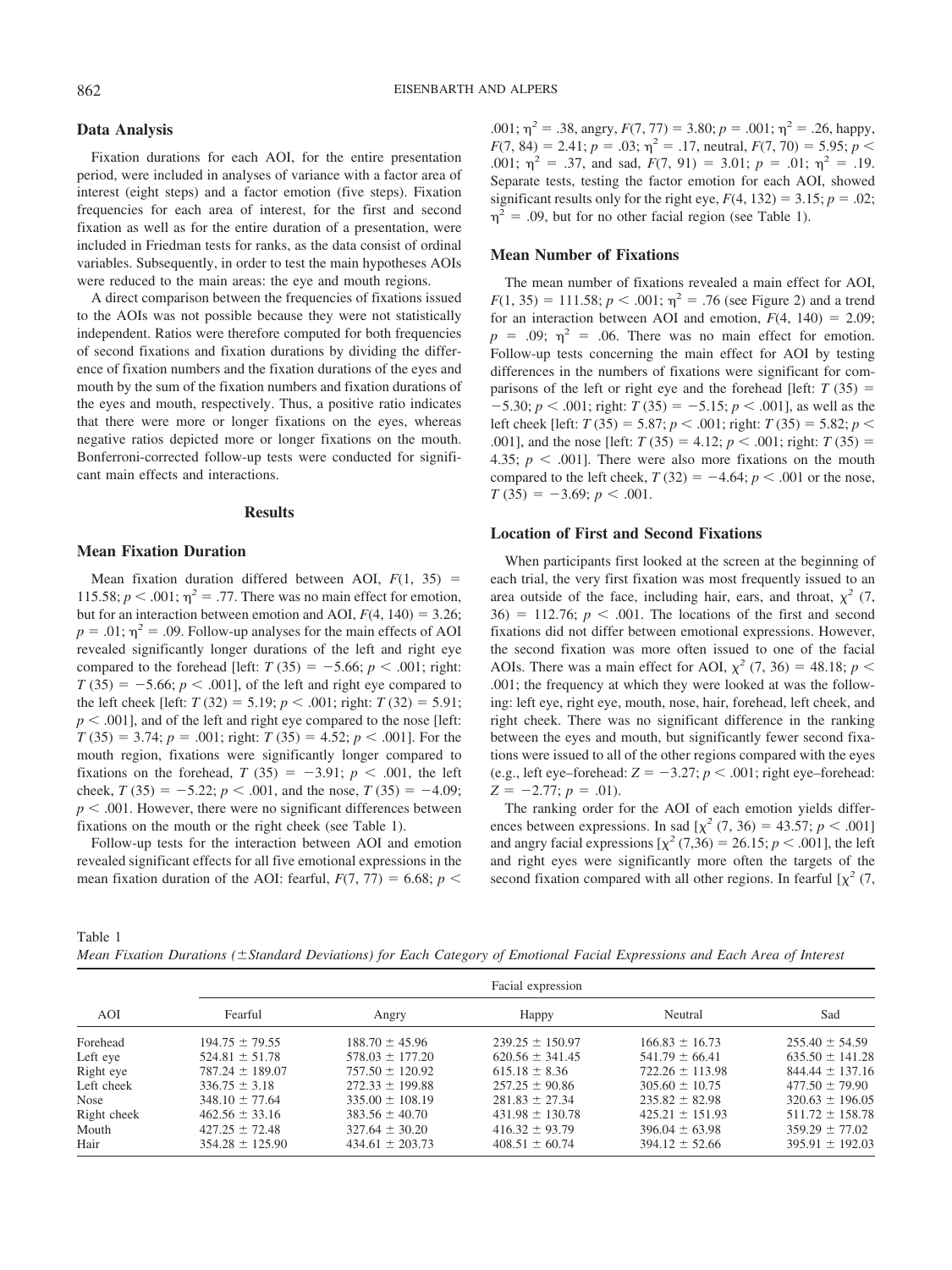## Data Analysis

Fixation durations for each AOI, for the entire presentation period, were included in analyses of variance with a factor area of interest (eight steps) and a factor emotion (five steps). Fixation frequencies for each area of interest, for the first and second fixation as well as for the entire duration of a presentation, were included in Friedman tests for ranks, as the data consist of ordinal variables. Subsequently, in order to test the main hypotheses AOIs were reduced to the main areas: the eye and mouth regions.

A direct comparison between the frequencies of fixations issued to the AOIs was not possible because they were not statistically independent. Ratios were therefore computed for both frequencies of second fixations and fixation durations by dividing the difference of fixation numbers and the fixation durations of the eyes and mouth by the sum of the fixation numbers and fixation durations of the eyes and mouth, respectively. Thus, a positive ratio indicates that there were more or longer fixations on the eyes, whereas negative ratios depicted more or longer fixations on the mouth. Bonferroni-corrected follow-up tests were conducted for significant main effects and interactions.

# Results

## Mean Fixation Duration

Mean fixation duration differed between AOI, $F(1, 35) = 115.58$; $p < .001$; $\eta^2 = .77$. There was no main effect for emotion, but for an interaction between emotion and AOI, $F(4, 140) = 3.26$; $p = .01$; $\eta^2 = .09$. Follow-up analyses for the main effects of AOI revealed significantly longer durations of the left and right eye compared to the forehead [left: $T(35) = -5.66$; $p < .001$; right: $T(35) = -5.66$; $p < .001$], of the left and right eye compared to the left cheek [left: $T(32) = 5.19$; $p < .001$; right: $T(32) = 5.91$; $p < .001$], and of the left and right eye compared to the nose [left: $T(35) = 3.74$; $p = .001$; right: $T(35) = 4.52$; $p < .001$]. For the mouth region, fixations were significantly longer compared to fixations on the forehead, $T(35) = -3.91$; $p < .001$, the left cheek, $T(35) = -5.22$; $p < .001$, and the nose, $T(35) = -4.09$; $p < .001$. However, there were no significant differences between fixations on the mouth or the right cheek (see Table 1).

Follow-up tests for the interaction between AOI and emotion revealed significant effects for all five emotional expressions in the mean fixation duration of the AOI: fearful, $F(7, 77) = 6.68$; $p < .001$; $\eta^2 = .38$, angry, $F(7, 77) = 3.80$; $p = .001$; $\eta^2 = .26$, happy, $F(7, 84) = 2.41$; $p = .03$; $\eta^2 = .17$, neutral, $F(7, 70) = 5.95$; $p < .001$; $\eta^2 = .37$, and sad, $F(7, 91) = 3.01$; $p = .01$; $\eta^2 = .19$. Separate tests, testing the factor emotion for each AOI, showed significant results only for the right eye, $F(4, 132) = 3.15$; $p = .02$; $\eta^2 = .09$, but for no other facial region (see Table 1).

## Mean Number of Fixations

The mean number of fixations revealed a main effect for AOI, $F(1, 35) = 111.58$; $p < .001$; $\eta^2 = .76$ (see Figure 2) and a trend for an interaction between AOI and emotion, $F(4, 140) = 2.09$; $p = .09$; $\eta^2 = .06$. There was no main effect for emotion. Follow-up tests concerning the main effect for AOI by testing differences in the numbers of fixations were significant for comparisons of the left or right eye and the forehead [left: $T(35) = -5.30$; $p < .001$; right: $T(35) = -5.15$; $p < .001$], as well as the left cheek [left: $T(35) = 5.87$; $p < .001$; right: $T(35) = 5.82$; $p < .001$], and the nose [left: $T(35) = 4.12$; $p < .001$; right: $T(35) = 4.35$; $p < .001$]. There were also more fixations on the mouth compared to the left cheek, $T(32) = -4.64$; $p < .001$ or the nose, $T(35) = -3.69$; $p < .001$.

## Location of First and Second Fixations

When participants first looked at the screen at the beginning of each trial, the very first fixation was most frequently issued to an area outside of the face, including hair, ears, and throat, $\chi^2(7, 36) = 112.76$; $p < .001$. The locations of the first and second fixations did not differ between emotional expressions. However, the second fixation was more often issued to one of the facial AOIs. There was a main effect for AOI, $\chi^2(7, 36) = 48.18$; $p < .001$; the frequency at which they were looked at was the following: left eye, right eye, mouth, nose, hair, forehead, left cheek, and right cheek. There was no significant difference in the ranking between the eyes and mouth, but significantly fewer second fixations were issued to all of the other regions compared with the eyes (e.g., left eye–forehead: $Z = -3.27$; $p < .001$; right eye–forehead: $Z = -2.77$; $p = .01$).

The ranking order for the AOI of each emotion yields differences between expressions. In sad [$\chi^2(7, 36) = 43.57$; $p < .001$] and angry facial expressions [$\chi^2(7,36) = 26.15$; $p < .001$], the left and right eyes were significantly more often the targets of the second fixation compared with all other regions. In fearful [$\chi^2$ (7,

Table 1
*Mean Fixation Durations (±Standard Deviations) for Each Category of Emotional Facial Expressions and Each Area of Interest*

| AOI | Facial expression | | | | |
|---|---|---|---|---|---|
| | Fearful | Angry | Happy | Neutral | Sad |
| Forehead | 194.75 ± 79.55 | 188.70 ± 45.96 | 239.25 ± 150.97 | 166.83 ± 16.73 | 255.40 ± 54.59 |
| Left eye | 524.81 ± 51.78 | 578.03 ± 177.20 | 620.56 ± 341.45 | 541.79 ± 66.41 | 635.50 ± 141.28 |
| Right eye | 787.24 ± 189.07 | 757.50 ± 120.92 | 615.18 ± 8.36 | 722.26 ± 113.98 | 844.44 ± 137.16 |
| Left cheek | 336.75 ± 3.18 | 272.33 ± 199.88 | 257.25 ± 90.86 | 305.60 ± 10.75 | 477.50 ± 79.90 |
| Nose | 348.10 ± 77.64 | 335.00 ± 108.19 | 281.83 ± 27.34 | 235.82 ± 82.98 | 320.63 ± 196.05 |
| Right cheek | 462.56 ± 33.16 | 383.56 ± 40.70 | 431.98 ± 130.78 | 425.21 ± 151.93 | 511.72 ± 158.78 |
| Mouth | 427.25 ± 72.48 | 327.64 ± 30.20 | 416.32 ± 93.79 | 396.04 ± 63.98 | 359.29 ± 77.02 |
| Hair | 354.28 ± 125.90 | 434.61 ± 203.73 | 408.51 ± 60.74 | 394.12 ± 52.66 | 395.91 ± 192.03 |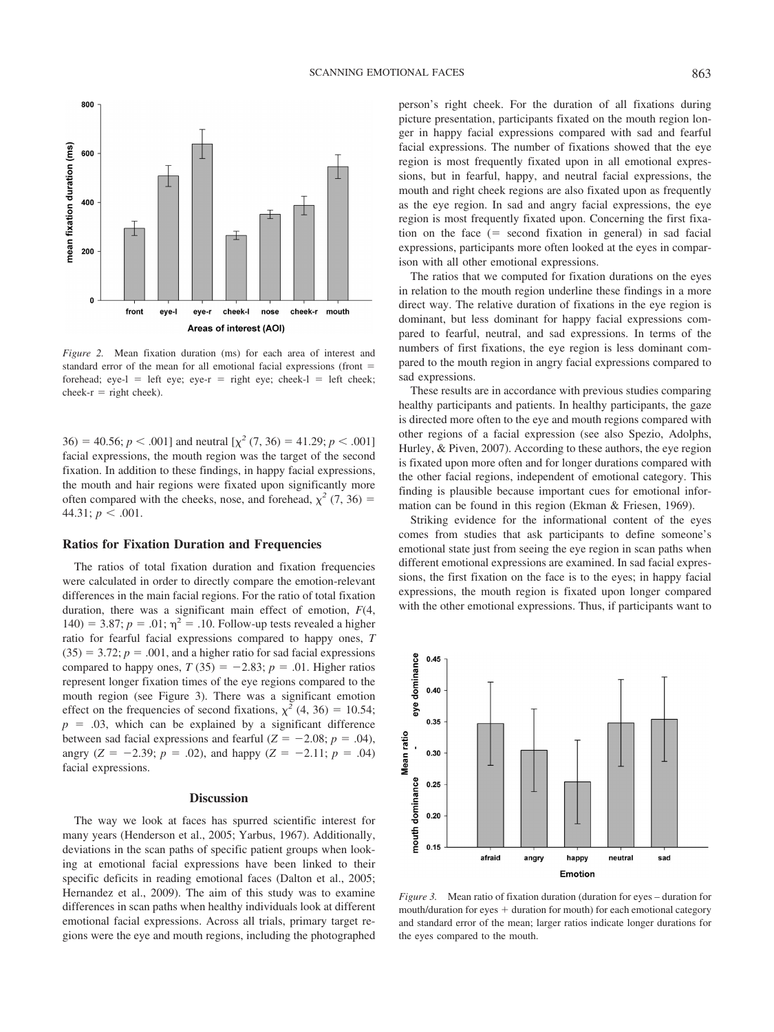*Figure 2.* Mean fixation duration (ms) for each area of interest and standard error of the mean for all emotional facial expressions (front = forehead; eye-l = left eye; eye-r = right eye; cheek-l = left cheek; cheek-r = right cheek).

36) = 40.56; $p < .001$] and neutral [$\chi^2$ (7, 36) = 41.29; $p < .001$] facial expressions, the mouth region was the target of the second fixation. In addition to these findings, in happy facial expressions, the mouth and hair regions were fixated upon significantly more often compared with the cheeks, nose, and forehead, $\chi^2$ (7, 36) = 44.31; $p < .001$.

## Ratios for Fixation Duration and Frequencies

The ratios of total fixation duration and fixation frequencies were calculated in order to directly compare the emotion-relevant differences in the main facial regions. For the ratio of total fixation duration, there was a significant main effect of emotion, $F(4, 140) = 3.87$; $p = .01$; $\eta^2 = .10$. Follow-up tests revealed a higher ratio for fearful facial expressions compared to happy ones, $T$ (35) = 3.72; $p = .001$, and a higher ratio for sad facial expressions compared to happy ones, $T$ (35) = −2.83; $p = .01$. Higher ratios represent longer fixation times of the eye regions compared to the mouth region (see Figure 3). There was a significant emotion effect on the frequencies of second fixations, $\chi^2$ (4, 36) = 10.54; $p = .03$, which can be explained by a significant difference between sad facial expressions and fearful ($Z = -2.08$; $p = .04$), angry ($Z = -2.39$; $p = .02$), and happy ($Z = -2.11$; $p = .04$) facial expressions.

## Discussion

The way we look at faces has spurred scientific interest for many years (Henderson et al., 2005; Yarbus, 1967). Additionally, deviations in the scan paths of specific patient groups when looking at emotional facial expressions have been linked to their specific deficits in reading emotional faces (Dalton et al., 2005; Hernandez et al., 2009). The aim of this study was to examine differences in scan paths when healthy individuals look at different emotional facial expressions. Across all trials, primary target regions were the eye and mouth regions, including the photographed person's right cheek. For the duration of all fixations during picture presentation, participants fixated on the mouth region longer in happy facial expressions compared with sad and fearful facial expressions. The number of fixations showed that the eye region is most frequently fixated upon in all emotional expressions, but in fearful, happy, and neutral facial expressions, the mouth and right cheek regions are also fixated upon as frequently as the eye region. In sad and angry facial expressions, the eye region is most frequently fixated upon. Concerning the first fixation on the face (= second fixation in general) in sad facial expressions, participants more often looked at the eyes in comparison with all other emotional expressions.

The ratios that we computed for fixation durations on the eyes in relation to the mouth region underline these findings in a more direct way. The relative duration of fixations in the eye region is dominant, but less dominant for happy facial expressions compared to fearful, neutral, and sad expressions. In terms of the numbers of first fixations, the eye region is less dominant compared to the mouth region in angry facial expressions compared to sad expressions.

These results are in accordance with previous studies comparing healthy participants and patients. In healthy participants, the gaze is directed more often to the eye and mouth regions compared with other regions of a facial expression (see also Spezio, Adolphs, Hurley, & Piven, 2007). According to these authors, the eye region is fixated upon more often and for longer durations compared with the other facial regions, independent of emotional category. This finding is plausible because important cues for emotional information can be found in this region (Ekman & Friesen, 1969).

Striking evidence for the informational content of the eyes comes from studies that ask participants to define someone's emotional state just from seeing the eye region in scan paths when different emotional expressions are examined. In sad facial expressions, the first fixation on the face is to the eyes; in happy facial expressions, the mouth region is fixated upon longer compared with the other emotional expressions. Thus, if participants want to

*Figure 3.* Mean ratio of fixation duration (duration for eyes – duration for mouth/duration for eyes + duration for mouth) for each emotional category and standard error of the mean; larger ratios indicate longer durations for the eyes compared to the mouth.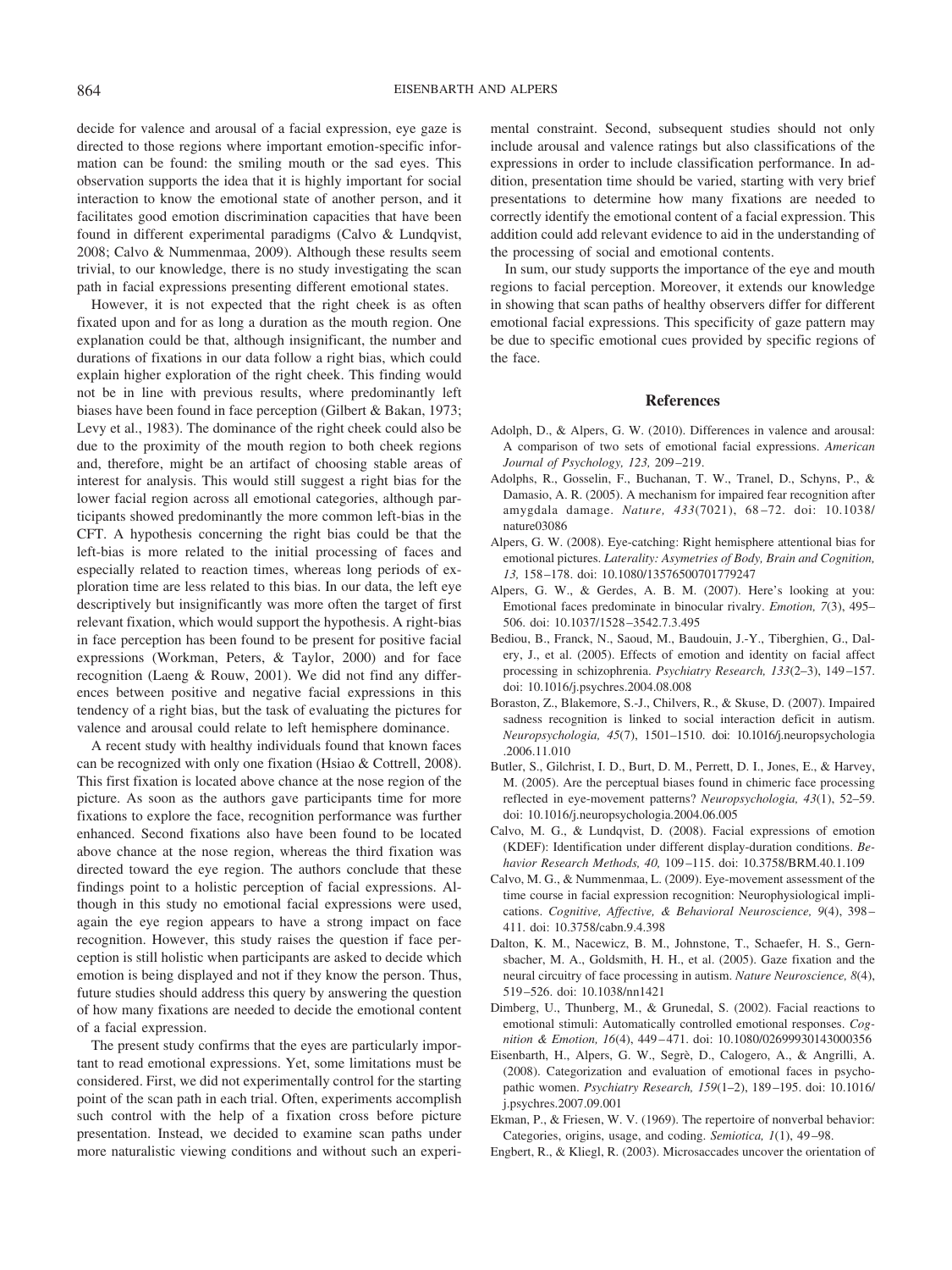decide for valence and arousal of a facial expression, eye gaze is directed to those regions where important emotion-specific information can be found: the smiling mouth or the sad eyes. This observation supports the idea that it is highly important for social interaction to know the emotional state of another person, and it facilitates good emotion discrimination capacities that have been found in different experimental paradigms (Calvo & Lundqvist, 2008; Calvo & Nummenmaa, 2009). Although these results seem trivial, to our knowledge, there is no study investigating the scan path in facial expressions presenting different emotional states.

However, it is not expected that the right cheek is as often fixated upon and for as long a duration as the mouth region. One explanation could be that, although insignificant, the number and durations of fixations in our data follow a right bias, which could explain higher exploration of the right cheek. This finding would not be in line with previous results, where predominantly left biases have been found in face perception (Gilbert & Bakan, 1973; Levy et al., 1983). The dominance of the right cheek could also be due to the proximity of the mouth region to both cheek regions and, therefore, might be an artifact of choosing stable areas of interest for analysis. This would still suggest a right bias for the lower facial region across all emotional categories, although participants showed predominantly the more common left-bias in the CFT. A hypothesis concerning the right bias could be that the left-bias is more related to the initial processing of faces and especially related to reaction times, whereas long periods of exploration time are less related to this bias. In our data, the left eye descriptively but insignificantly was more often the target of first relevant fixation, which would support the hypothesis. A right-bias in face perception has been found to be present for positive facial expressions (Workman, Peters, & Taylor, 2000) and for face recognition (Laeng & Rouw, 2001). We did not find any differences between positive and negative facial expressions in this tendency of a right bias, but the task of evaluating the pictures for valence and arousal could relate to left hemisphere dominance.

A recent study with healthy individuals found that known faces can be recognized with only one fixation (Hsiao & Cottrell, 2008). This first fixation is located above chance at the nose region of the picture. As soon as the authors gave participants time for more fixations to explore the face, recognition performance was further enhanced. Second fixations also have been found to be located above chance at the nose region, whereas the third fixation was directed toward the eye region. The authors conclude that these findings point to a holistic perception of facial expressions. Although in this study no emotional facial expressions were used, again the eye region appears to have a strong impact on face recognition. However, this study raises the question if face perception is still holistic when participants are asked to decide which emotion is being displayed and not if they know the person. Thus, future studies should address this query by answering the question of how many fixations are needed to decide the emotional content of a facial expression.

The present study confirms that the eyes are particularly important to read emotional expressions. Yet, some limitations must be considered. First, we did not experimentally control for the starting point of the scan path in each trial. Often, experiments accomplish such control with the help of a fixation cross before picture presentation. Instead, we decided to examine scan paths under more naturalistic viewing conditions and without such an experimental constraint. Second, subsequent studies should not only include arousal and valence ratings but also classifications of the expressions in order to include classification performance. In addition, presentation time should be varied, starting with very brief presentations to determine how many fixations are needed to correctly identify the emotional content of a facial expression. This addition could add relevant evidence to aid in the understanding of the processing of social and emotional contents.

In sum, our study supports the importance of the eye and mouth regions to facial perception. Moreover, it extends our knowledge in showing that scan paths of healthy observers differ for different emotional facial expressions. This specificity of gaze pattern may be due to specific emotional cues provided by specific regions of the face.

## References

Adolph, D., & Alpers, G. W. (2010). Differences in valence and arousal: A comparison of two sets of emotional facial expressions. *American Journal of Psychology, 123,* 209–219.

Adolphs, R., Gosselin, F., Buchanan, T. W., Tranel, D., Schyns, P., & Damasio, A. R. (2005). A mechanism for impaired fear recognition after amygdala damage. *Nature, 433*(7021), 68–72. doi: 10.1038/nature03086

Alpers, G. W. (2008). Eye-catching: Right hemisphere attentional bias for emotional pictures. *Laterality: Asymetries of Body, Brain and Cognition, 13,* 158–178. doi: 10.1080/13576500701779247

Alpers, G. W., & Gerdes, A. B. M. (2007). Here's looking at you: Emotional faces predominate in binocular rivalry. *Emotion, 7*(3), 495–506. doi: 10.1037/1528–3542.7.3.495

Bediou, B., Franck, N., Saoud, M., Baudouin, J.-Y., Tiberghien, G., Dalery, J., et al. (2005). Effects of emotion and identity on facial affect processing in schizophrenia. *Psychiatry Research, 133*(2–3), 149–157. doi: 10.1016/j.psychres.2004.08.008

Boraston, Z., Blakemore, S.-J., Chilvers, R., & Skuse, D. (2007). Impaired sadness recognition is linked to social interaction deficit in autism. *Neuropsychologia, 45*(7), 1501–1510. doi: 10.1016/j.neuropsychologia.2006.11.010

Butler, S., Gilchrist, I. D., Burt, D. M., Perrett, D. I., Jones, E., & Harvey, M. (2005). Are the perceptual biases found in chimeric face processing reflected in eye-movement patterns? *Neuropsychologia, 43*(1), 52–59. doi: 10.1016/j.neuropsychologia.2004.06.005

Calvo, M. G., & Lundqvist, D. (2008). Facial expressions of emotion (KDEF): Identification under different display-duration conditions. *Behavior Research Methods, 40,* 109–115. doi: 10.3758/BRM.40.1.109

Calvo, M. G., & Nummenmaa, L. (2009). Eye-movement assessment of the time course in facial expression recognition: Neurophysiological implications. *Cognitive, Affective, & Behavioral Neuroscience, 9*(4), 398–411. doi: 10.3758/cabn.9.4.398

Dalton, K. M., Nacewicz, B. M., Johnstone, T., Schaefer, H. S., Gernsbacher, M. A., Goldsmith, H. H., et al. (2005). Gaze fixation and the neural circuitry of face processing in autism. *Nature Neuroscience, 8*(4), 519–526. doi: 10.1038/nn1421

Dimberg, U., Thunberg, M., & Grunedal, S. (2002). Facial reactions to emotional stimuli: Automatically controlled emotional responses. *Cognition & Emotion, 16*(4), 449–471. doi: 10.1080/02699930143000356

Eisenbarth, H., Alpers, G. W., Segrè, D., Calogero, A., & Angrilli, A. (2008). Categorization and evaluation of emotional faces in psychopathic women. *Psychiatry Research, 159*(1–2), 189–195. doi: 10.1016/j.psychres.2007.09.001

Ekman, P., & Friesen, W. V. (1969). The repertoire of nonverbal behavior: Categories, origins, usage, and coding. *Semiotica, 1*(1), 49–98.

Engbert, R., & Kliegl, R. (2003). Microsaccades uncover the orientation of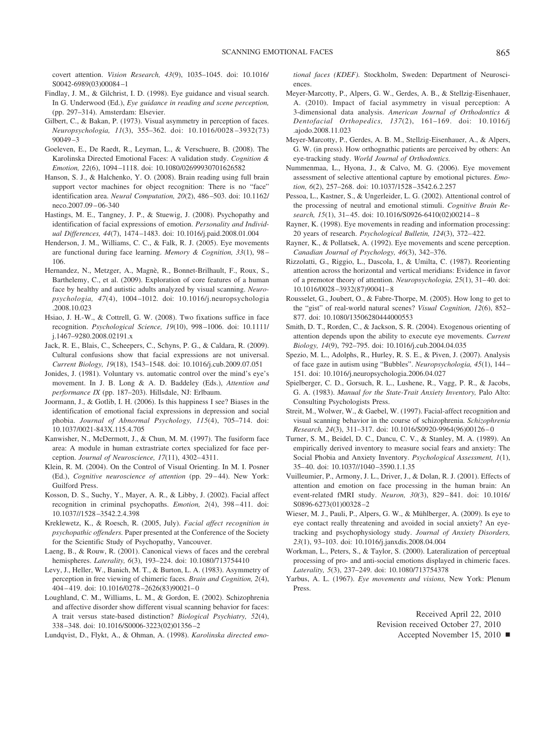covert attention. *Vision Research, 43*(9), 1035–1045. doi: 10.1016/S0042-6989(03)00084–1

Findlay, J. M., & Gilchrist, I. D. (1998). Eye guidance and visual search. In G. Underwood (Ed.), *Eye guidance in reading and scene perception,* (pp. 297–314). Amsterdam: Elsevier.

Gilbert, C., & Bakan, P. (1973). Visual asymmetry in perception of faces. *Neuropsychologia, 11*(3), 355–362. doi: 10.1016/0028–3932(73)90049–3

Goeleven, E., De Raedt, R., Leyman, L., & Verschuere, B. (2008). The Karolinska Directed Emotional Faces: A validation study. *Cognition & Emotion, 22*(6), 1094–1118. doi: 10.1080/02699930701626582

Hanson, S. J., & Halchenko, Y. O. (2008). Brain reading using full brain support vector machines for object recognition: There is no "face" identification area. *Neural Computation, 20*(2), 486–503. doi: 10.1162/neco.2007.09–06-340

Hastings, M. E., Tangney, J. P., & Stuewig, J. (2008). Psychopathy and identification of facial expressions of emotion. *Personality and Individual Differences, 44*(7), 1474–1483. doi: 10.1016/j.paid.2008.01.004

Henderson, J. M., Williams, C. C., & Falk, R. J. (2005). Eye movements are functional during face learning. *Memory & Cognition, 33*(1), 98–106.

Hernandez, N., Metzger, A., Magnè, R., Bonnet-Brilhault, F., Roux, S., Barthelemy, C., et al. (2009). Exploration of core features of a human face by healthy and autistic adults analyzed by visual scanning. *Neuropsychologia, 47*(4), 1004–1012. doi: 10.1016/j.neuropsychologia.2008.10.023

Hsiao, J. H.-W., & Cottrell, G. W. (2008). Two fixations suffice in face recognition. *Psychological Science, 19*(10), 998–1006. doi: 10.1111/j.1467–9280.2008.02191.x

Jack, R. E., Blais, C., Scheepers, C., Schyns, P. G., & Caldara, R. (2009). Cultural confusions show that facial expressions are not universal. *Current Biology, 19*(18), 1543–1548. doi: 10.1016/j.cub.2009.07.051

Jonides, J. (1981). Voluntary vs. automatic control over the mind's eye's movement. In J. B. Long & A. D. Baddeley (Eds.), *Attention and performance IX* (pp. 187–203). Hillsdale, NJ: Erlbaum.

Joormann, J., & Gotlib, I. H. (2006). Is this happiness I see? Biases in the identification of emotional facial expressions in depression and social phobia. *Journal of Abnormal Psychology, 115*(4), 705–714. doi: 10.1037/0021-843X.115.4.705

Kanwisher, N., McDermott, J., & Chun, M. M. (1997). The fusiform face area: A module in human extrastriate cortex specialized for face perception. *Journal of Neuroscience, 17*(11), 4302–4311.

Klein, R. M. (2004). On the Control of Visual Orienting. In M. I. Posner (Ed.), *Cognitive neuroscience of attention* (pp. 29–44). New York: Guilford Press.

Kosson, D. S., Suchy, Y., Mayer, A. R., & Libby, J. (2002). Facial affect recognition in criminal psychopaths. *Emotion, 2*(4), 398–411. doi: 10.1037//1528–3542.2.4.398

Kreklewetz, K., & Roesch, R. (2005, July). *Facial affect recognition in psychopathic offenders.* Paper presented at the Conference of the Society for the Scientific Study of Psychopathy, Vancouver.

Laeng, B., & Rouw, R. (2001). Canonical views of faces and the cerebral hemispheres. *Laterality, 6*(3), 193–224. doi: 10.1080/713754410

Levy, J., Heller, W., Banich, M. T., & Burton, L. A. (1983). Asymmetry of perception in free viewing of chimeric faces. *Brain and Cognition, 2*(4), 404–419. doi: 10.1016/0278–2626(83)90021–0

Loughland, C. M., Williams, L. M., & Gordon, E. (2002). Schizophrenia and affective disorder show different visual scanning behavior for faces: A trait versus state-based distinction? *Biological Psychiatry, 52*(4), 338–348. doi: 10.1016/S0006-3223(02)01356–2

Lundqvist, D., Flykt, A., & Ohman, A. (1998). *Karolinska directed emotional faces (KDEF).* Stockholm, Sweden: Department of Neurosciences.

Meyer-Marcotty, P., Alpers, G. W., Gerdes, A. B., & Stellzig-Eisenhauer, A. (2010). Impact of facial asymmetry in visual perception: A 3-dimensional data analysis. *American Journal of Orthodontics & Dentofacial Orthopedics, 137*(2), 161–169. doi: 10.1016/j.ajodo.2008.11.023

Meyer-Marcotty, P., Gerdes, A. B. M., Stellzig-Eisenhauer, A., & Alpers, G. W. (in press). How orthognathic patients are perceived by others: An eye-tracking study. *World Journal of Orthodontics.*

Nummenmaa, L., Hyona, J., & Calvo, M. G. (2006). Eye movement assessment of selective attentional capture by emotional pictures. *Emotion, 6*(2), 257–268. doi: 10.1037/1528–3542.6.2.257

Pessoa, L., Kastner, S., & Ungerleider, L. G. (2002). Attentional control of the processing of neutral and emotional stimuli. *Cognitive Brain Research, 15*(1), 31–45. doi: 10.1016/S0926-6410(02)00214–8

Rayner, K. (1998). Eye movements in reading and information processing: 20 years of research. *Psychological Bulletin, 124*(3), 372–422.

Rayner, K., & Pollatsek, A. (1992). Eye movements and scene perception. *Canadian Journal of Psychology, 46*(3), 342–376.

Rizzolatti, G., Riggio, L., Dascola, I., & Umilta, C. (1987). Reorienting attention across the horizontal and vertical meridians: Evidence in favor of a premotor theory of attention. *Neuropsychologia, 25*(1), 31–40. doi: 10.1016/0028–3932(87)90041–8

Rousselet, G., Joubert, O., & Fabre-Thorpe, M. (2005). How long to get to the "gist" of real-world natural scenes? *Visual Cognition, 12*(6), 852–877. doi: 10.1080/13506280444000553

Smith, D. T., Rorden, C., & Jackson, S. R. (2004). Exogenous orienting of attention depends upon the ability to execute eye movements. *Current Biology, 14*(9), 792–795. doi: 10.1016/j.cub.2004.04.035

Spezio, M. L., Adolphs, R., Hurley, R. S. E., & Piven, J. (2007). Analysis of face gaze in autism using "Bubbles". *Neuropsychologia, 45*(1), 144–151. doi: 10.1016/j.neuropsychologia.2006.04.027

Spielberger, C. D., Gorsuch, R. L., Lushene, R., Vagg, P. R., & Jacobs, G. A. (1983). *Manual for the State-Trait Anxiety Inventory,* Palo Alto: Consulting Psychologists Press.

Streit, M., Wolwer, W., & Gaebel, W. (1997). Facial-affect recognition and visual scanning behavior in the course of schizophrenia. *Schizophrenia Research, 24*(3), 311–317. doi: 10.1016/S0920-9964(96)00126–0

Turner, S. M., Beidel, D. C., Dancu, C. V., & Stanley, M. A. (1989). An empirically derived inventory to measure social fears and anxiety: The Social Phobia and Anxiety Inventory. *Psychological Assessment, 1*(1), 35–40. doi: 10.1037//1040–3590.1.1.35

Vuilleumier, P., Armony, J. L., Driver, J., & Dolan, R. J. (2001). Effects of attention and emotion on face processing in the human brain: An event-related fMRI study. *Neuron, 30*(3), 829–841. doi: 10.1016/S0896-6273(01)00328–2

Wieser, M. J., Pauli, P., Alpers, G. W., & Mühlberger, A. (2009). Is eye to eye contact really threatening and avoided in social anxiety? An eye-tracking and psychophysiology study. *Journal of Anxiety Disorders, 23*(1), 93–103. doi: 10.1016/j.janxdis.2008.04.004

Workman, L., Peters, S., & Taylor, S. (2000). Lateralization of perceptual processing of pro- and anti-social emotions displayed in chimeric faces. *Laterality, 5*(3), 237–249. doi: 10.1080/713754378

Yarbus, A. L. (1967). *Eye movements and visions,* New York: Plenum Press.

Received April 22, 2010
Revision received October 27, 2010
Accepted November 15, 2010 ■